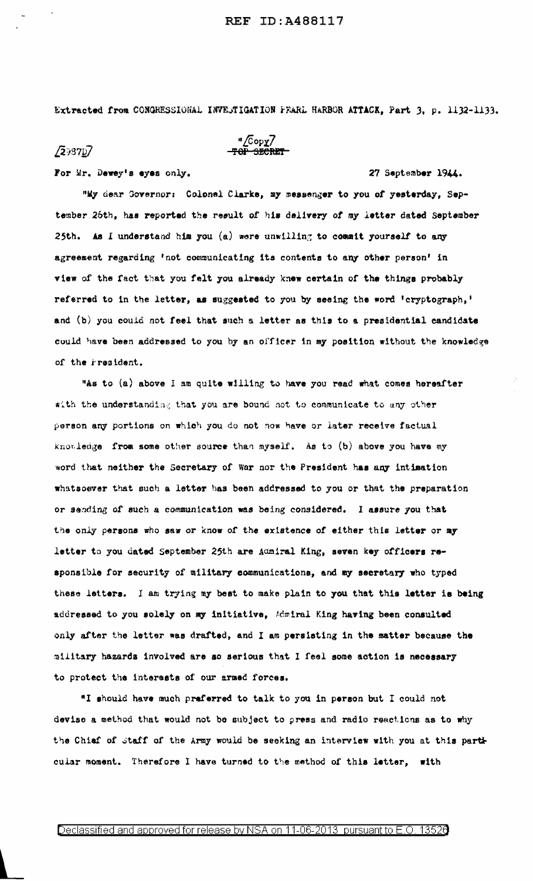REF ID:A488117

Extracted from CONGRESSIONAL INVESTIGATION PEARL HARBOR ATTACK, Part 3, p. 1132-1133.

[2937D]

"[Copy]
~~TOP SECRET~~

For Mr. Dewey's eyes only. 27 September 1944.

"My dear Governor: Colonel Clarke, my messenger to you of yesterday, September 26th, has reported the result of his delivery of my letter dated September 25th. As I understand him you (a) were unwilling to commit yourself to any agreement regarding 'not communicating its contents to any other person' in view of the fact that you felt you already knew certain of the things probably referred to in the letter, as suggested to you by seeing the word 'cryptograph,' and (b) you could not feel that such a letter as this to a presidential candidate could have been addressed to you by an officer in my position without the knowledge of the President.

"As to (a) above I am quite willing to have you read what comes hereafter with the understanding that you are bound not to communicate to any other person any portions on which you do not now have or later receive factual knowledge from some other source than myself. As to (b) above you have my word that neither the Secretary of War nor the President has any intimation whatsoever that such a letter has been addressed to you or that the preparation or sending of such a communication was being considered. I assure you that the only persons who saw or know of the existence of either this letter or my letter to you dated September 25th are Admiral King, seven key officers responsible for security of military communications, and my secretary who typed these letters. I am trying my best to make plain to you that this letter is being addressed to you solely on my initiative, Admiral King having been consulted only after the letter was drafted, and I am persisting in the matter because the military hazards involved are so serious that I feel some action is necessary to protect the interests of our armed forces.

"I should have much preferred to talk to you in person but I could not devise a method that would not be subject to press and radio reactions as to why the Chief of Staff of the Army would be seeking an interview with you at this particular moment. Therefore I have turned to the method of this letter, with

Declassified and approved for release by NSA on 11-06-2013 pursuant to E.O. 13526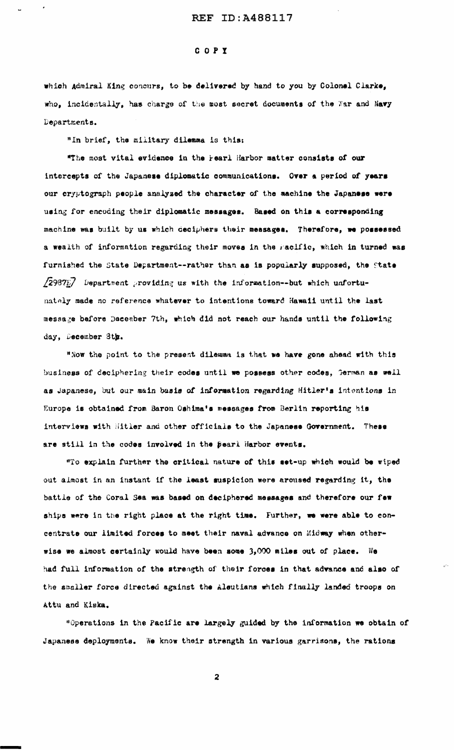COPY

which Admiral King concurs, to be delivered by hand to you by Colonel Clarke, who, incidentally, has charge of the most secret documents of the War and Navy Departments.

"In brief, the military dilemma is this:

"The most vital evidence in the Pearl Harbor matter consists of our intercepts of the Japanese diplomatic communications. Over a period of years our cryptograph people analyzed the character of the machine the Japanese were using for encoding their diplomatic messages. Based on this a corresponding machine was built by us which deciphers their messages. Therefore, we possessed a wealth of information regarding their moves in the Pacific, which in turned was furnished the State Department--rather than as is popularly supposed, the State [2987E] Department providing us with the information--but which unfortunately made no reference whatever to intentions toward Hawaii until the last message before December 7th, which did not reach our hands until the following day, December 8th.

"Now the point to the present dilemma is that we have gone ahead with this business of deciphering their codes until we possess other codes, German as well as Japanese, but our main basis of information regarding Hitler's intentions in Europe is obtained from Baron Oshima's messages from Berlin reporting his interviews with Hitler and other officials to the Japanese Government. These are still in the codes involved in the Pearl Harbor events.

"To explain further the critical nature of this set-up which would be wiped out almost in an instant if the least suspicion were aroused regarding it, the battle of the Coral Sea was based on deciphered messages and therefore our few ships were in the right place at the right time. Further, we were able to concentrate our limited forces to meet their naval advance on Midway when otherwise we almost certainly would have been some 3,000 miles out of place. We had full information of the strength of their forces in that advance and also of the smaller force directed against the Aleutians which finally landed troops on Attu and Kiska.

"Operations in the Pacific are largely guided by the information we obtain of Japanese deployments. We know their strength in various garrisons, the rations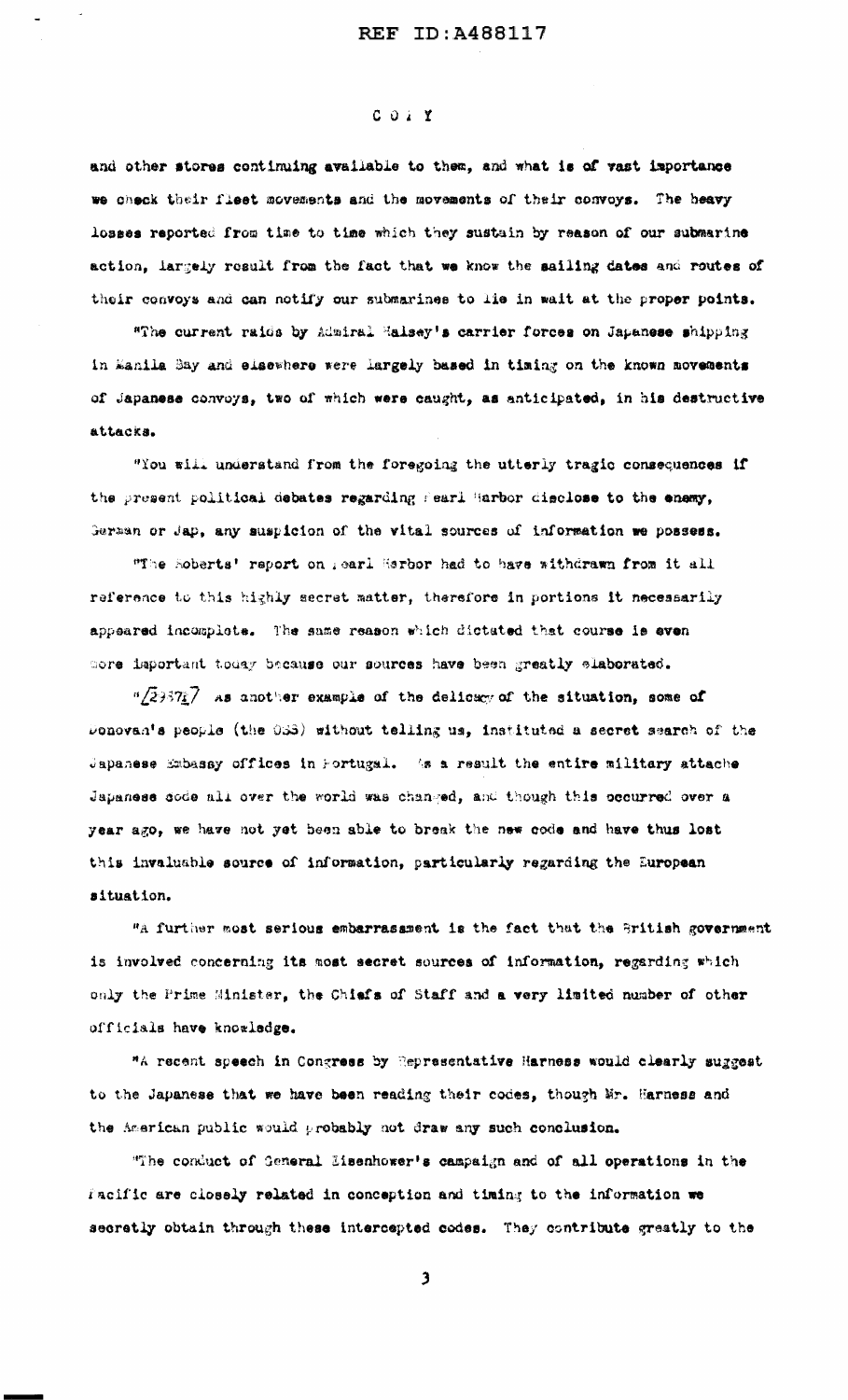C O P Y

and other stores continuing available to them, and what is of vast importance we check their fleet movements and the movements of their convoys. The heavy losses reported from time to time which they sustain by reason of our submarine action, largely result from the fact that we know the sailing dates and routes of their convoys and can notify our submarines to lie in wait at the proper points.

"The current raids by Admiral Halsey's carrier forces on Japanese shipping in Manila Bay and elsewhere were largely based in timing on the known movements of Japanese convoys, two of which were caught, as anticipated, in his destructive attacks.

"You will understand from the foregoing the utterly tragic consequences if the present political debates regarding Pearl Harbor disclose to the enemy, German or Jap, any suspicion of the vital sources of information we possess.

"The Roberts' report on Pearl Harbor had to have withdrawn from it all reference to this highly secret matter, therefore in portions it necessarily appeared incomplete. The same reason which dictated that course is even more important today because our sources have been greatly elaborated.

"[23371] As another example of the delicacy of the situation, some of Donovan's people (the OSS) without telling us, instituted a secret search of the Japanese Embassy offices in Portugal. As a result the entire military attache Japanese code all over the world was changed, and though this occurred over a year ago, we have not yet been able to break the new code and have thus lost this invaluable source of information, particularly regarding the European situation.

"A further most serious embarrassment is the fact that the British government is involved concerning its most secret sources of information, regarding which only the Prime Minister, the Chiefs of Staff and a very limited number of other officials have knowledge.

"A recent speech in Congress by Representative Harness would clearly suggest to the Japanese that we have been reading their codes, though Mr. Harness and the American public would probably not draw any such conclusion.

"The conduct of General Eisenhower's campaign and of all operations in the Pacific are closely related in conception and timing to the information we secretly obtain through these intercepted codes. They contribute greatly to the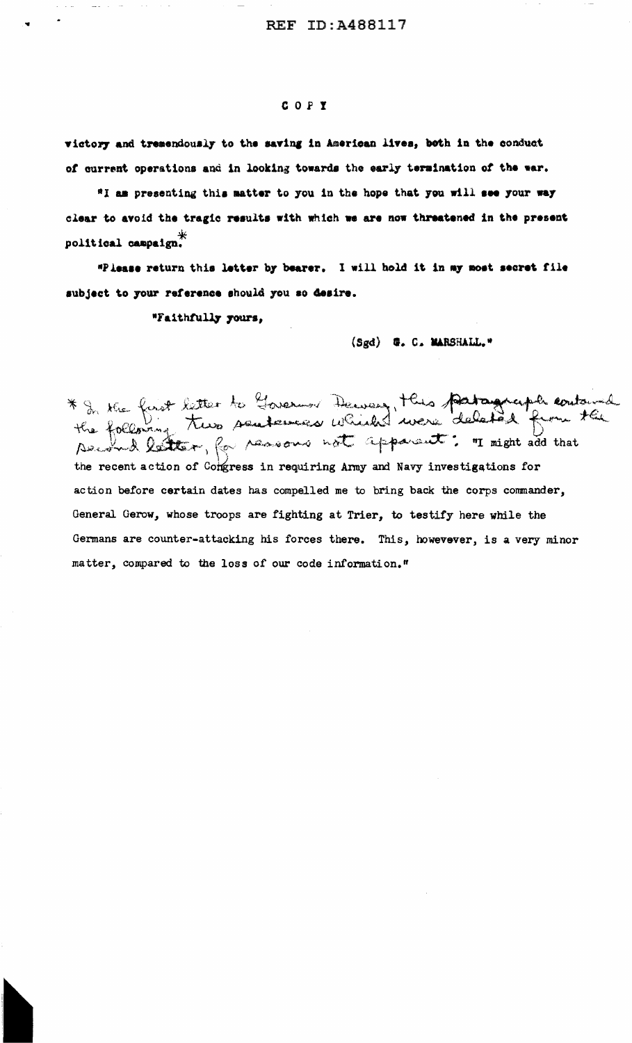COPY

victory and tremendously to the saving in American lives, both in the conduct of current operations and in looking towards the early termination of the war.

"I am presenting this matter to you in the hope that you will see your way clear to avoid the tragic results with which we are now threatened in the present political campaign.*

"Please return this letter by bearer. I will hold it in my most secret file subject to your reference should you so desire.

"Faithfully yours,

(Sgd) G. C. MARSHALL."

* In the first letter to Governor Dewey, this paragraph contained the following two sentences which were deleted from the second letter, for reasons not apparent: "I might add that the recent action of Congress in requiring Army and Navy investigations for action before certain dates has compelled me to bring back the corps commander, General Gerow, whose troops are fighting at Trier, to testify here while the Germans are counter-attacking his forces there. This, howevever, is a very minor matter, compared to the loss of our code information."